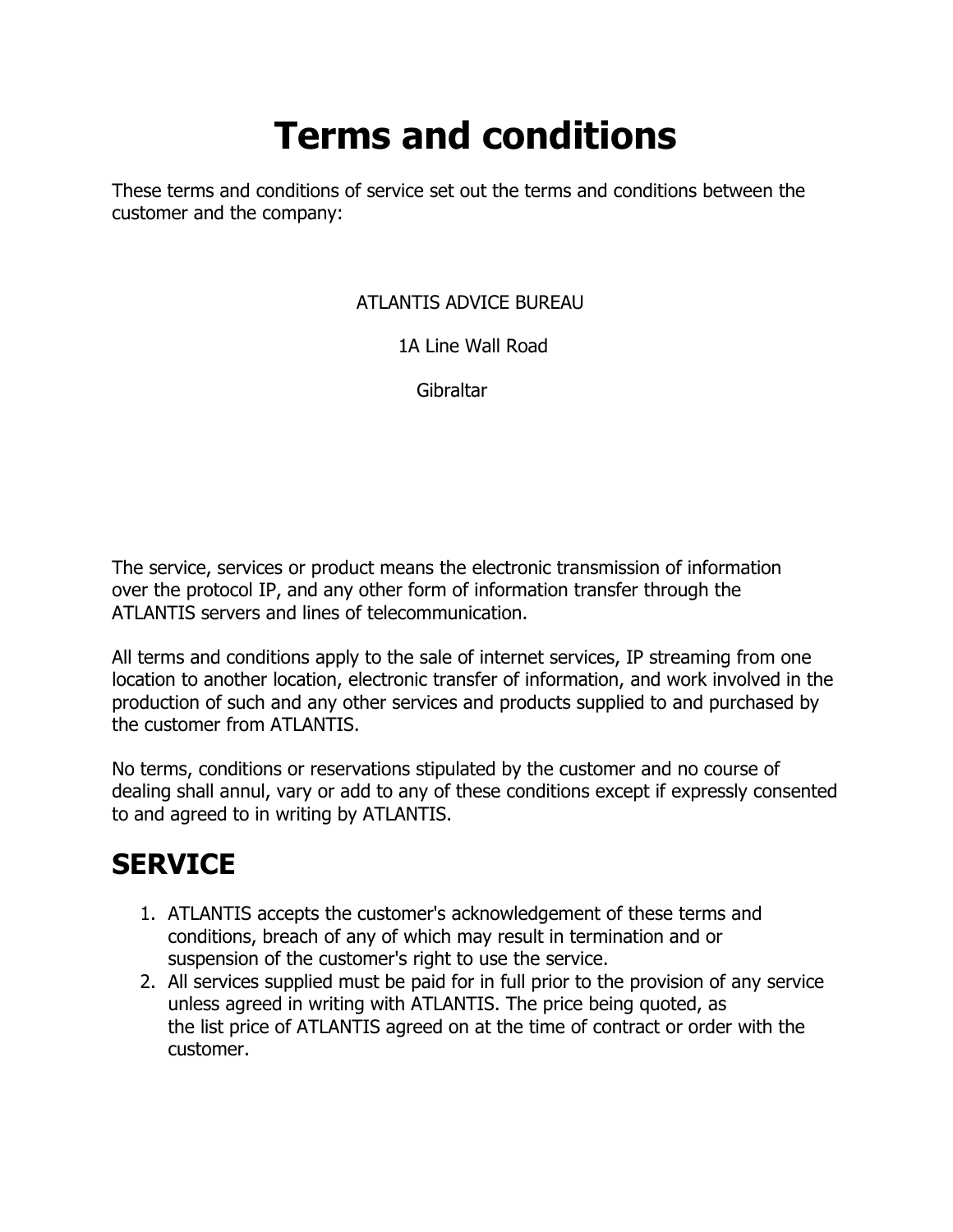# Terms and conditions

These terms and conditions of service set out the terms and conditions between the customer and the company:

ATLANTIS ADVICE BUREAU

1A Line Wall Road

Gibraltar

The service, services or product means the electronic transmission of information over the protocol IP, and any other form of information transfer through the ATLANTIS servers and lines of telecommunication.

All terms and conditions apply to the sale of internet services, IP streaming from one location to another location, electronic transfer of information, and work involved in the production of such and any other services and products supplied to and purchased by the customer from ATLANTIS.

No terms, conditions or reservations stipulated by the customer and no course of dealing shall annul, vary or add to any of these conditions except if expressly consented to and agreed to in writing by ATLANTIS.

## SERVICE

1. ATLANTIS accepts the customer's acknowledgement of these terms and conditions, breach of any of which may result in termination and or suspension of the customer's right to use the service.
2. All services supplied must be paid for in full prior to the provision of any service unless agreed in writing with ATLANTIS. The price being quoted, as the list price of ATLANTIS agreed on at the time of contract or order with the customer.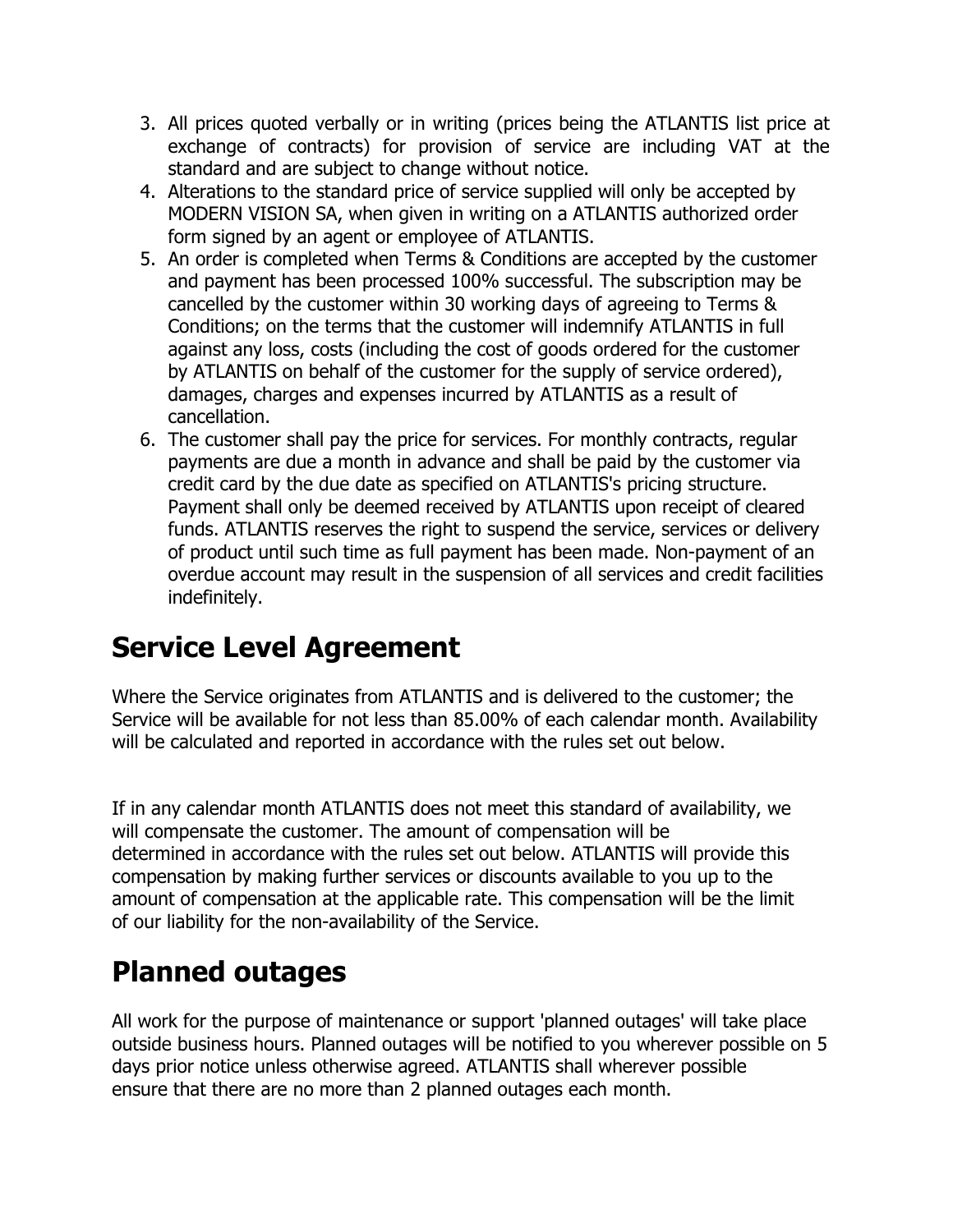3. All prices quoted verbally or in writing (prices being the ATLANTIS list price at exchange of contracts) for provision of service are including VAT at the standard and are subject to change without notice.
4. Alterations to the standard price of service supplied will only be accepted by MODERN VISION SA, when given in writing on a ATLANTIS authorized order form signed by an agent or employee of ATLANTIS.
5. An order is completed when Terms & Conditions are accepted by the customer and payment has been processed 100% successful. The subscription may be cancelled by the customer within 30 working days of agreeing to Terms & Conditions; on the terms that the customer will indemnify ATLANTIS in full against any loss, costs (including the cost of goods ordered for the customer by ATLANTIS on behalf of the customer for the supply of service ordered), damages, charges and expenses incurred by ATLANTIS as a result of cancellation.
6. The customer shall pay the price for services. For monthly contracts, regular payments are due a month in advance and shall be paid by the customer via credit card by the due date as specified on ATLANTIS's pricing structure. Payment shall only be deemed received by ATLANTIS upon receipt of cleared funds. ATLANTIS reserves the right to suspend the service, services or delivery of product until such time as full payment has been made. Non-payment of an overdue account may result in the suspension of all services and credit facilities indefinitely.

## Service Level Agreement

Where the Service originates from ATLANTIS and is delivered to the customer; the Service will be available for not less than 85.00% of each calendar month. Availability will be calculated and reported in accordance with the rules set out below.

If in any calendar month ATLANTIS does not meet this standard of availability, we will compensate the customer. The amount of compensation will be determined in accordance with the rules set out below. ATLANTIS will provide this compensation by making further services or discounts available to you up to the amount of compensation at the applicable rate. This compensation will be the limit of our liability for the non-availability of the Service.

## Planned outages

All work for the purpose of maintenance or support 'planned outages' will take place outside business hours. Planned outages will be notified to you wherever possible on 5 days prior notice unless otherwise agreed. ATLANTIS shall wherever possible ensure that there are no more than 2 planned outages each month.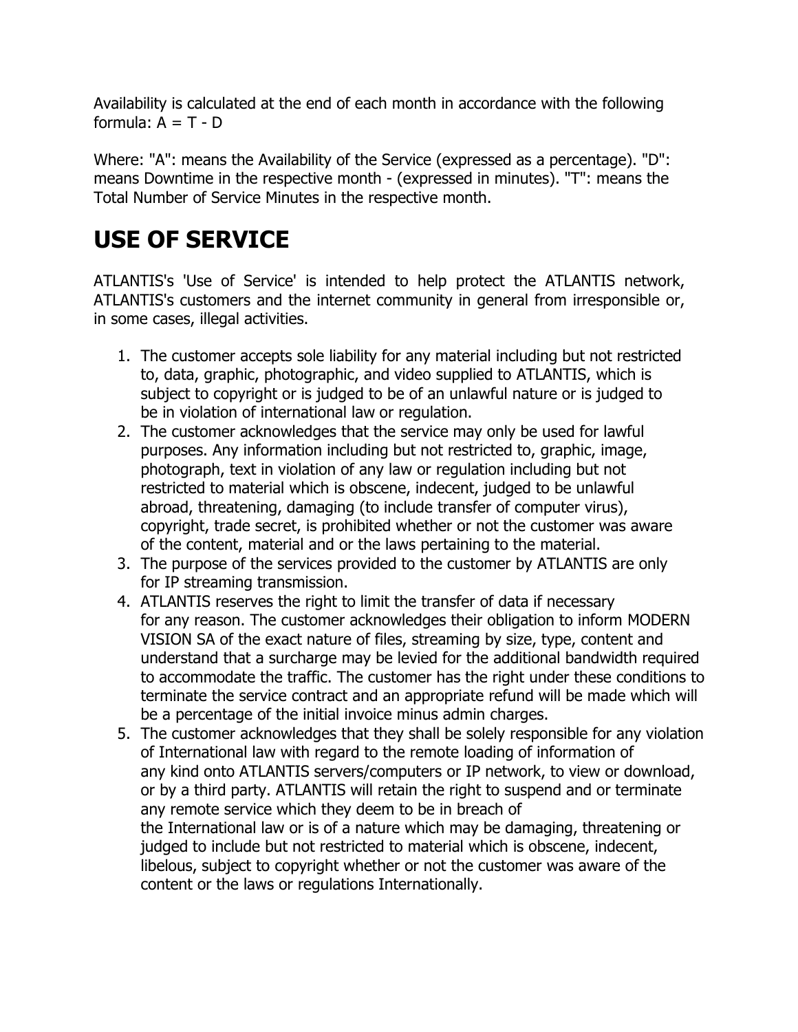Availability is calculated at the end of each month in accordance with the following formula: $A = T - D$

Where: "A": means the Availability of the Service (expressed as a percentage). "D": means Downtime in the respective month - (expressed in minutes). "T": means the Total Number of Service Minutes in the respective month.

# USE OF SERVICE

ATLANTIS's 'Use of Service' is intended to help protect the ATLANTIS network, ATLANTIS's customers and the internet community in general from irresponsible or, in some cases, illegal activities.

1. The customer accepts sole liability for any material including but not restricted to, data, graphic, photographic, and video supplied to ATLANTIS, which is subject to copyright or is judged to be of an unlawful nature or is judged to be in violation of international law or regulation.
2. The customer acknowledges that the service may only be used for lawful purposes. Any information including but not restricted to, graphic, image, photograph, text in violation of any law or regulation including but not restricted to material which is obscene, indecent, judged to be unlawful abroad, threatening, damaging (to include transfer of computer virus), copyright, trade secret, is prohibited whether or not the customer was aware of the content, material and or the laws pertaining to the material.
3. The purpose of the services provided to the customer by ATLANTIS are only for IP streaming transmission.
4. ATLANTIS reserves the right to limit the transfer of data if necessary for any reason. The customer acknowledges their obligation to inform MODERN VISION SA of the exact nature of files, streaming by size, type, content and understand that a surcharge may be levied for the additional bandwidth required to accommodate the traffic. The customer has the right under these conditions to terminate the service contract and an appropriate refund will be made which will be a percentage of the initial invoice minus admin charges.
5. The customer acknowledges that they shall be solely responsible for any violation of International law with regard to the remote loading of information of any kind onto ATLANTIS servers/computers or IP network, to view or download, or by a third party. ATLANTIS will retain the right to suspend and or terminate any remote service which they deem to be in breach of the International law or is of a nature which may be damaging, threatening or judged to include but not restricted to material which is obscene, indecent, libelous, subject to copyright whether or not the customer was aware of the content or the laws or regulations Internationally.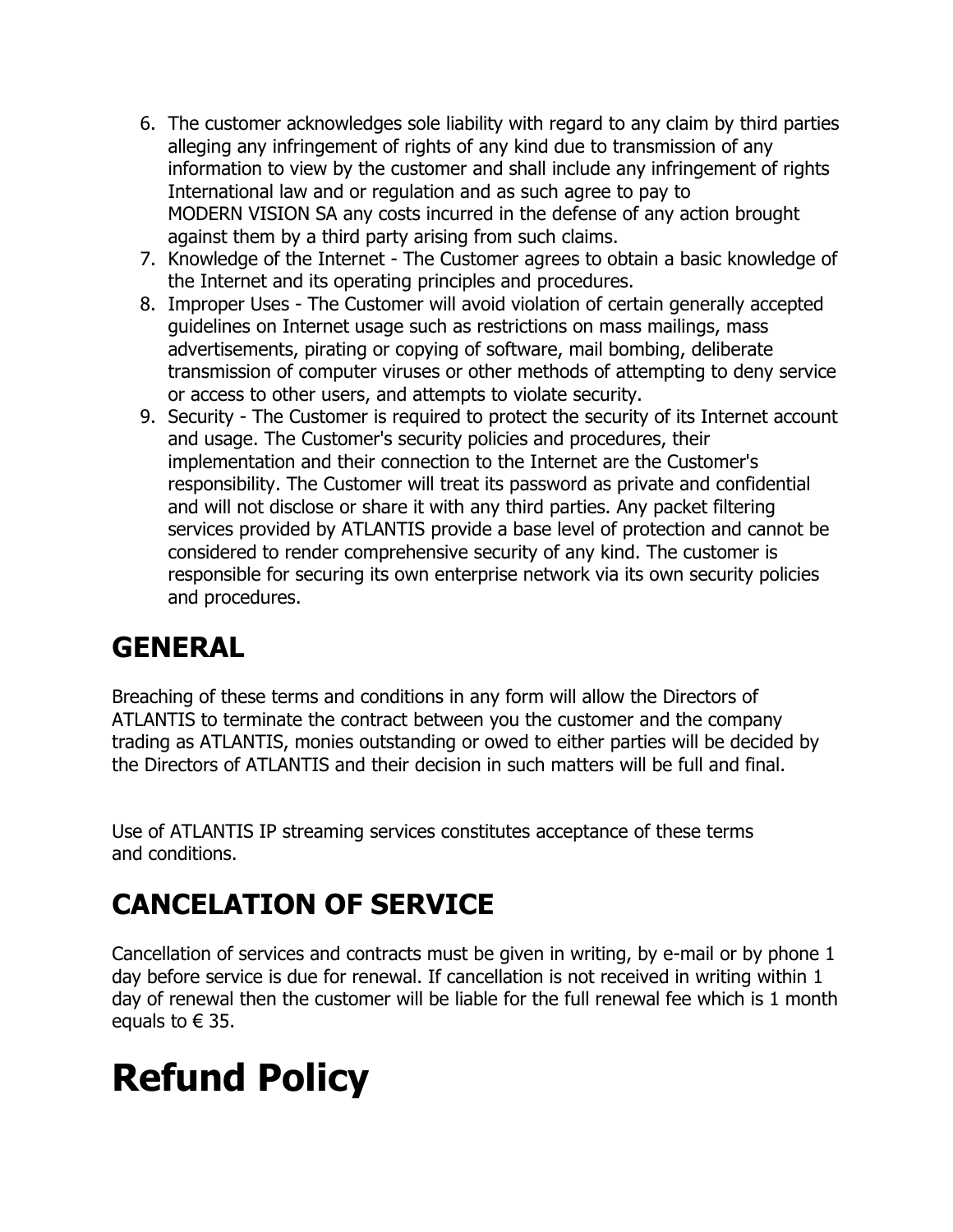6. The customer acknowledges sole liability with regard to any claim by third parties alleging any infringement of rights of any kind due to transmission of any information to view by the customer and shall include any infringement of rights International law and or regulation and as such agree to pay to MODERN VISION SA any costs incurred in the defense of any action brought against them by a third party arising from such claims.
7. Knowledge of the Internet - The Customer agrees to obtain a basic knowledge of the Internet and its operating principles and procedures.
8. Improper Uses - The Customer will avoid violation of certain generally accepted guidelines on Internet usage such as restrictions on mass mailings, mass advertisements, pirating or copying of software, mail bombing, deliberate transmission of computer viruses or other methods of attempting to deny service or access to other users, and attempts to violate security.
9. Security - The Customer is required to protect the security of its Internet account and usage. The Customer's security policies and procedures, their implementation and their connection to the Internet are the Customer's responsibility. The Customer will treat its password as private and confidential and will not disclose or share it with any third parties. Any packet filtering services provided by ATLANTIS provide a base level of protection and cannot be considered to render comprehensive security of any kind. The customer is responsible for securing its own enterprise network via its own security policies and procedures.

## GENERAL

Breaching of these terms and conditions in any form will allow the Directors of ATLANTIS to terminate the contract between you the customer and the company trading as ATLANTIS, monies outstanding or owed to either parties will be decided by the Directors of ATLANTIS and their decision in such matters will be full and final.

Use of ATLANTIS IP streaming services constitutes acceptance of these terms and conditions.

## CANCELATION OF SERVICE

Cancellation of services and contracts must be given in writing, by e-mail or by phone 1 day before service is due for renewal. If cancellation is not received in writing within 1 day of renewal then the customer will be liable for the full renewal fee which is 1 month equals to € 35.

# Refund Policy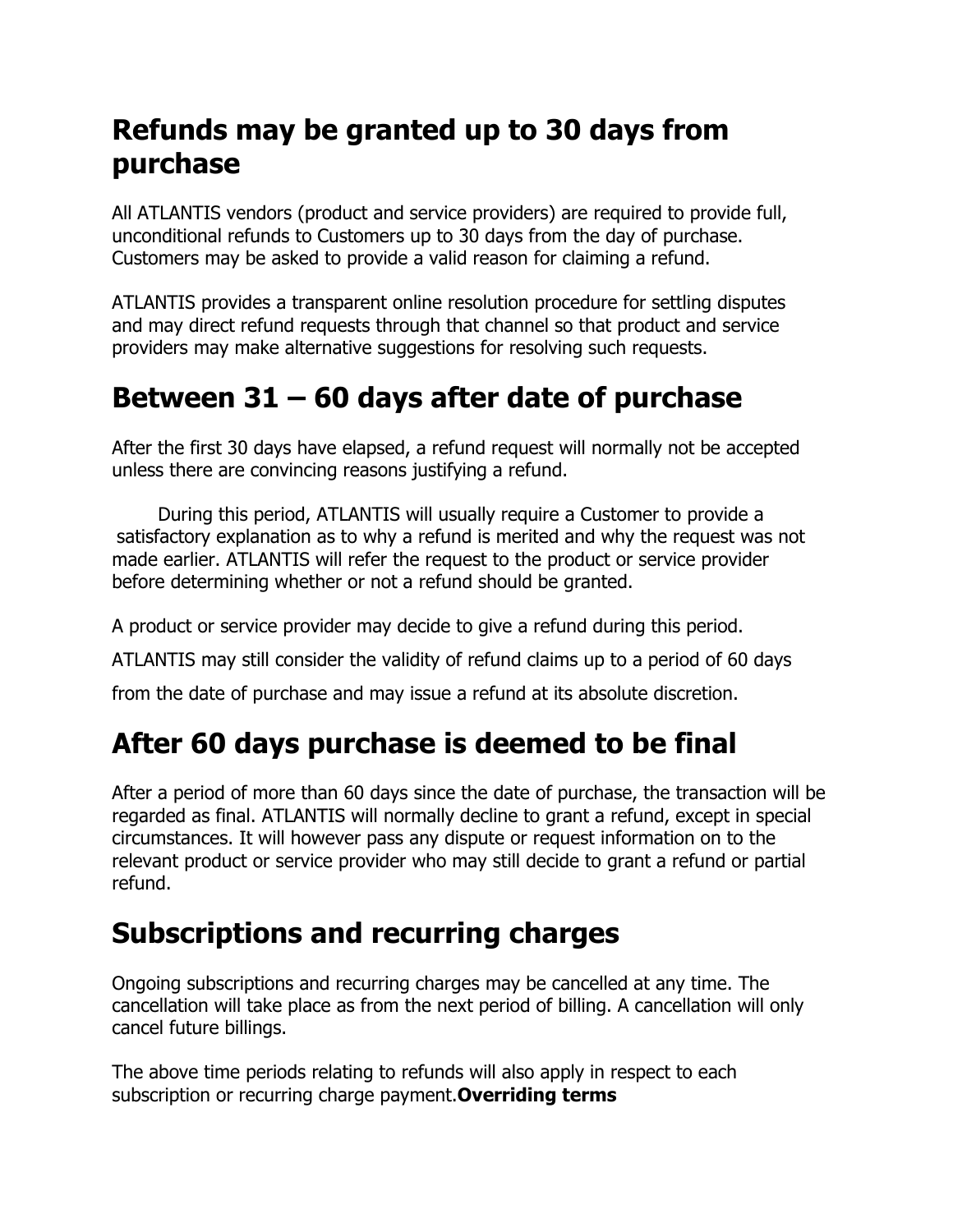## Refunds may be granted up to 30 days from purchase

All ATLANTIS vendors (product and service providers) are required to provide full, unconditional refunds to Customers up to 30 days from the day of purchase. Customers may be asked to provide a valid reason for claiming a refund.

ATLANTIS provides a transparent online resolution procedure for settling disputes and may direct refund requests through that channel so that product and service providers may make alternative suggestions for resolving such requests.

## Between 31 – 60 days after date of purchase

After the first 30 days have elapsed, a refund request will normally not be accepted unless there are convincing reasons justifying a refund.

During this period, ATLANTIS will usually require a Customer to provide a satisfactory explanation as to why a refund is merited and why the request was not made earlier. ATLANTIS will refer the request to the product or service provider before determining whether or not a refund should be granted.

A product or service provider may decide to give a refund during this period.

ATLANTIS may still consider the validity of refund claims up to a period of 60 days from the date of purchase and may issue a refund at its absolute discretion.

## After 60 days purchase is deemed to be final

After a period of more than 60 days since the date of purchase, the transaction will be regarded as final. ATLANTIS will normally decline to grant a refund, except in special circumstances. It will however pass any dispute or request information on to the relevant product or service provider who may still decide to grant a refund or partial refund.

## Subscriptions and recurring charges

Ongoing subscriptions and recurring charges may be cancelled at any time. The cancellation will take place as from the next period of billing. A cancellation will only cancel future billings.

The above time periods relating to refunds will also apply in respect to each subscription or recurring charge payment.**Overriding terms**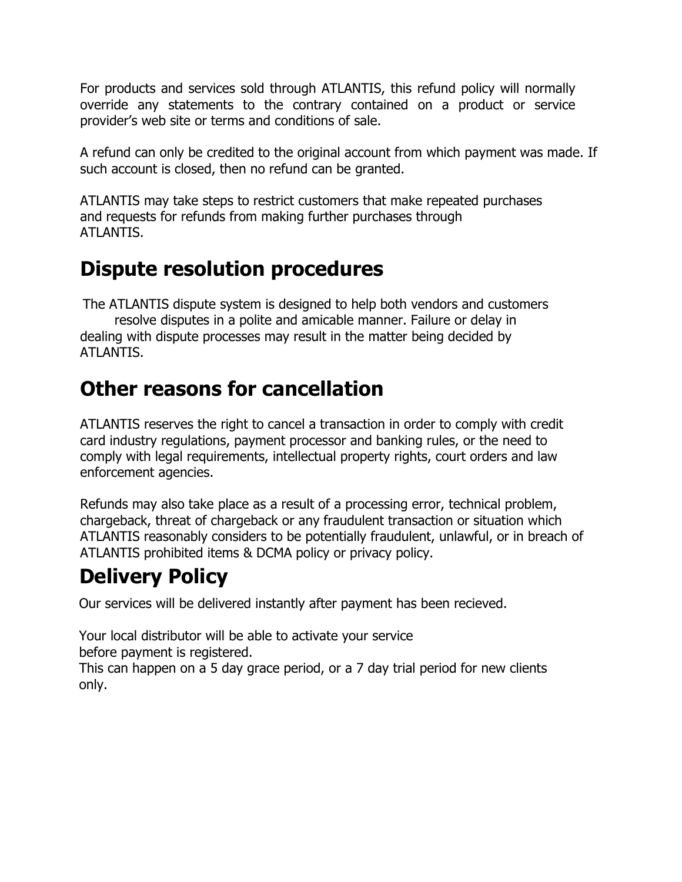For products and services sold through ATLANTIS, this refund policy will normally override any statements to the contrary contained on a product or service provider's web site or terms and conditions of sale.

A refund can only be credited to the original account from which payment was made. If such account is closed, then no refund can be granted.

ATLANTIS may take steps to restrict customers that make repeated purchases and requests for refunds from making further purchases through ATLANTIS.

## Dispute resolution procedures

The ATLANTIS dispute system is designed to help both vendors and customers resolve disputes in a polite and amicable manner. Failure or delay in dealing with dispute processes may result in the matter being decided by ATLANTIS.

## Other reasons for cancellation

ATLANTIS reserves the right to cancel a transaction in order to comply with credit card industry regulations, payment processor and banking rules, or the need to comply with legal requirements, intellectual property rights, court orders and law enforcement agencies.

Refunds may also take place as a result of a processing error, technical problem, chargeback, threat of chargeback or any fraudulent transaction or situation which ATLANTIS reasonably considers to be potentially fraudulent, unlawful, or in breach of ATLANTIS prohibited items & DCMA policy or privacy policy.

## Delivery Policy

Our services will be delivered instantly after payment has been recieved.

Your local distributor will be able to activate your service before payment is registered.
This can happen on a 5 day grace period, or a 7 day trial period for new clients only.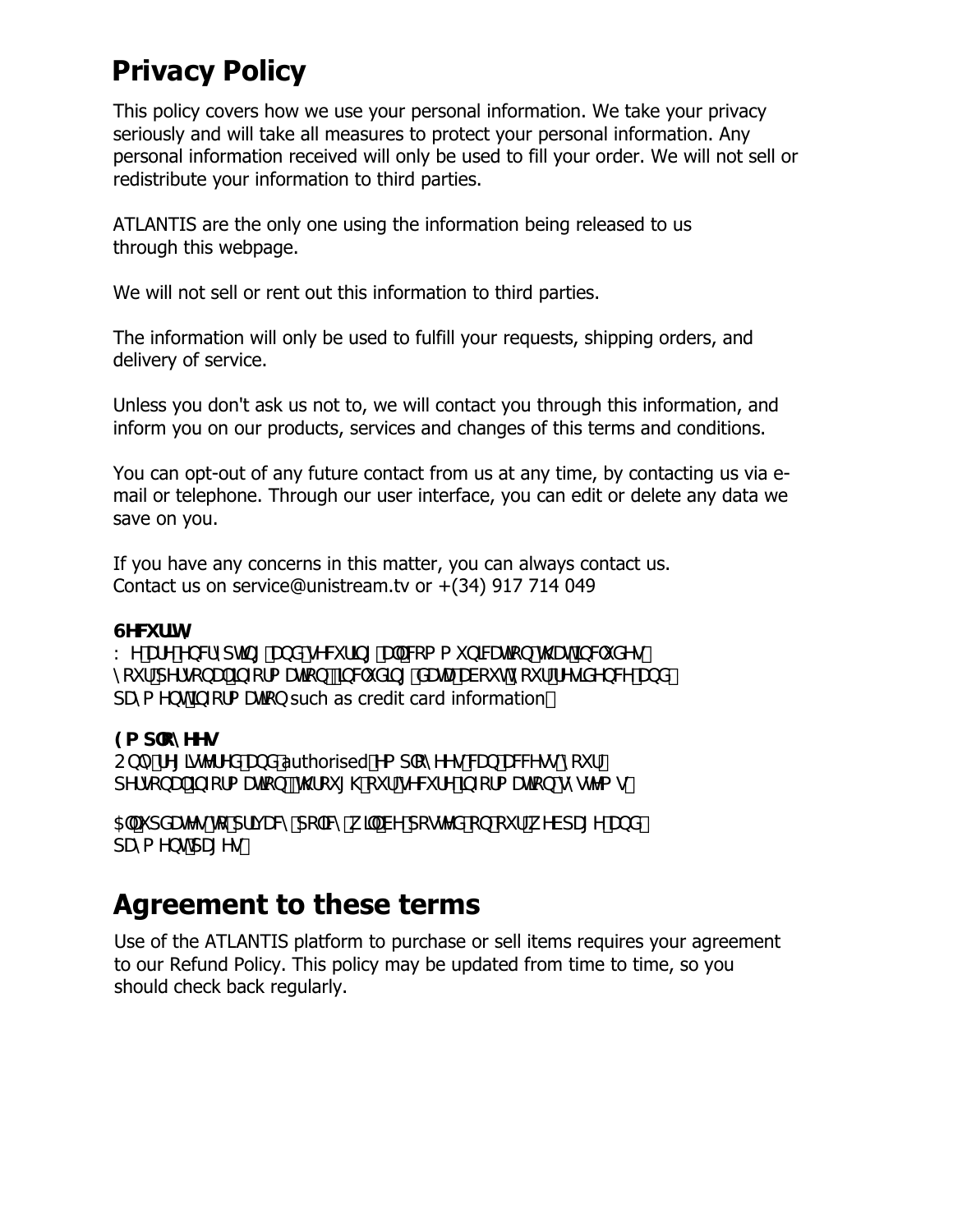# Privacy Policy

This policy covers how we use your personal information. We take your privacy seriously and will take all measures to protect your personal information. Any personal information received will only be used to fill your order. We will not sell or redistribute your information to third parties.

ATLANTIS are the only one using the information being released to us through this webpage.

We will not sell or rent out this information to third parties.

The information will only be used to fulfill your requests, shipping orders, and delivery of service.

Unless you don't ask us not to, we will contact you through this information, and inform you on our products, services and changes of this terms and conditions.

You can opt-out of any future contact from us at any time, by contacting us via e-mail or telephone. Through our user interface, you can edit or delete any data we save on you.

If you have any concerns in this matter, you can always contact us.
Contact us on service@unistream.tv or +(34) 917 714 049

**Security**

We are encrypting and securing all communication that includes your personal information including data about your residence and payment information such as credit card information.

**Employees**

Only registered and authorised employees can access your personal information through our secure information systems.

All updates to privacy policy will be posted on our webpage and payment pages.

# Agreement to these terms

Use of the ATLANTIS platform to purchase or sell items requires your agreement to our Refund Policy. This policy may be updated from time to time, so you should check back regularly.